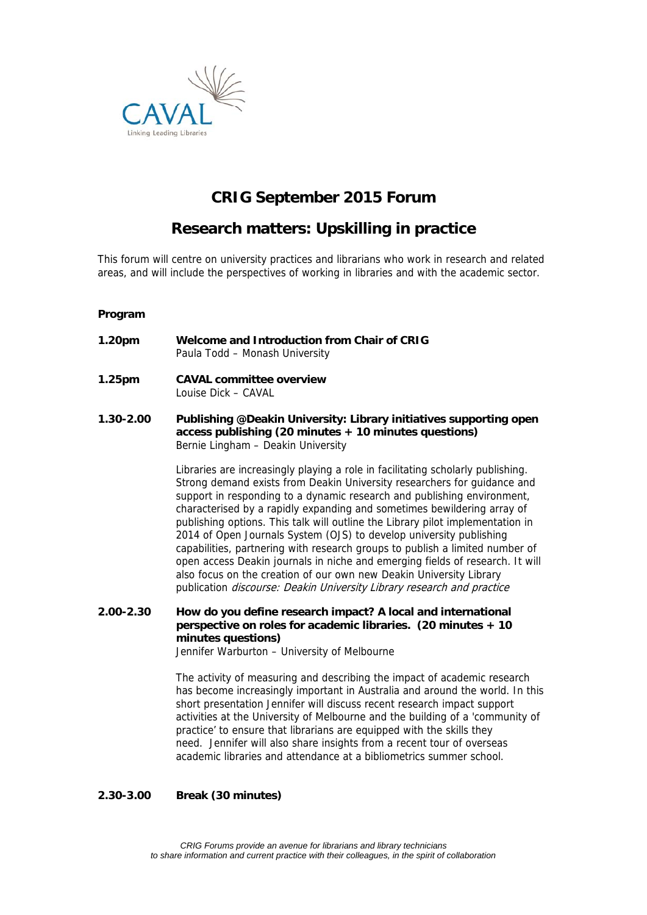# CRIG September 2015 Forum

## Research matters: Upskilling in practice

This forum will centre on university practices and librarians who work in research and related areas, and will include the perspectives of working in libraries and with the academic sector.

**Program**

**1.20pm** **Welcome and Introduction from Chair of CRIG**
Paula Todd – Monash University

**1.25pm** **CAVAL committee overview**
Louise Dick – CAVAL

**1.30-2.00** **Publishing @Deakin University: Library initiatives supporting open access publishing (20 minutes + 10 minutes questions)**
Bernie Lingham – Deakin University

Libraries are increasingly playing a role in facilitating scholarly publishing. Strong demand exists from Deakin University researchers for guidance and support in responding to a dynamic research and publishing environment, characterised by a rapidly expanding and sometimes bewildering array of publishing options. This talk will outline the Library pilot implementation in 2014 of Open Journals System (OJS) to develop university publishing capabilities, partnering with research groups to publish a limited number of open access Deakin journals in niche and emerging fields of research. It will also focus on the creation of our own new Deakin University Library publication *discourse: Deakin University Library research and practice*

**2.00-2.30** **How do you define research impact? A local and international perspective on roles for academic libraries. (20 minutes + 10 minutes questions)**
Jennifer Warburton – University of Melbourne

The activity of measuring and describing the impact of academic research has become increasingly important in Australia and around the world. In this short presentation Jennifer will discuss recent research impact support activities at the University of Melbourne and the building of a 'community of practice' to ensure that librarians are equipped with the skills they need. Jennifer will also share insights from a recent tour of overseas academic libraries and attendance at a bibliometrics summer school.

**2.30-3.00** **Break (30 minutes)**

*CRIG Forums provide an avenue for librarians and library technicians to share information and current practice with their colleagues, in the spirit of collaboration*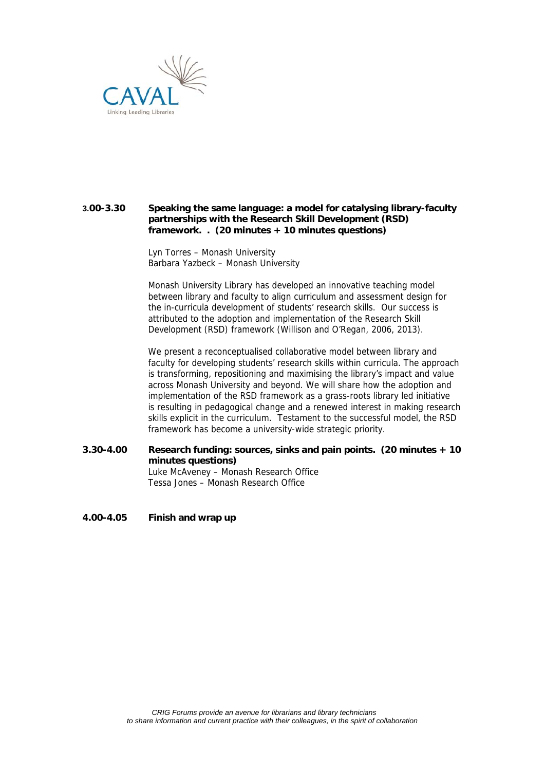CAVAL

Linking Leading Libraries

**3.00-3.30** **Speaking the same language: a model for catalysing library-faculty partnerships with the Research Skill Development (RSD) framework. . (20 minutes + 10 minutes questions)**

Lyn Torres – Monash University
Barbara Yazbeck – Monash University

Monash University Library has developed an innovative teaching model between library and faculty to align curriculum and assessment design for the in-curricula development of students' research skills. Our success is attributed to the adoption and implementation of the Research Skill Development (RSD) framework (Willison and O'Regan, 2006, 2013).

We present a reconceptualised collaborative model between library and faculty for developing students' research skills within curricula. The approach is transforming, repositioning and maximising the library's impact and value across Monash University and beyond. We will share how the adoption and implementation of the RSD framework as a grass-roots library led initiative is resulting in pedagogical change and a renewed interest in making research skills explicit in the curriculum. Testament to the successful model, the RSD framework has become a university-wide strategic priority.

**3.30-4.00** **Research funding: sources, sinks and pain points. (20 minutes + 10 minutes questions)**

Luke McAveney – Monash Research Office
Tessa Jones – Monash Research Office

**4.00-4.05** **Finish and wrap up**

*CRIG Forums provide an avenue for librarians and library technicians to share information and current practice with their colleagues, in the spirit of collaboration*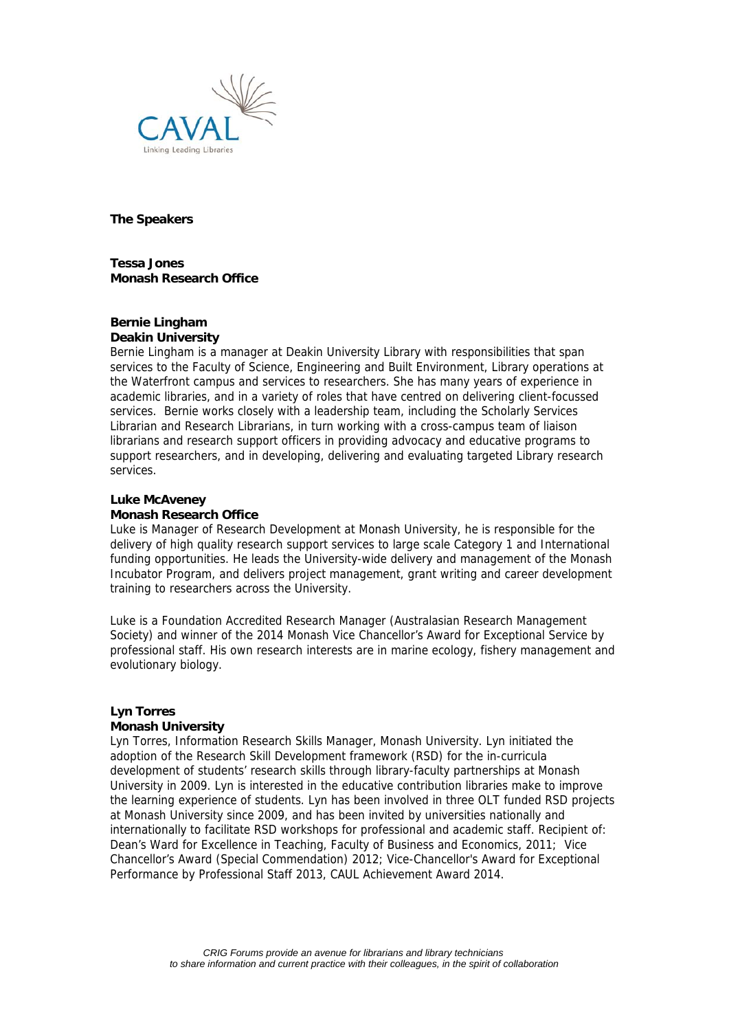## The Speakers

**Tessa Jones**
**Monash Research Office**

**Bernie Lingham**
**Deakin University**

Bernie Lingham is a manager at Deakin University Library with responsibilities that span services to the Faculty of Science, Engineering and Built Environment, Library operations at the Waterfront campus and services to researchers. She has many years of experience in academic libraries, and in a variety of roles that have centred on delivering client-focussed services. Bernie works closely with a leadership team, including the Scholarly Services Librarian and Research Librarians, in turn working with a cross-campus team of liaison librarians and research support officers in providing advocacy and educative programs to support researchers, and in developing, delivering and evaluating targeted Library research services.

**Luke McAveney**
**Monash Research Office**

Luke is Manager of Research Development at Monash University, he is responsible for the delivery of high quality research support services to large scale Category 1 and International funding opportunities. He leads the University-wide delivery and management of the Monash Incubator Program, and delivers project management, grant writing and career development training to researchers across the University.

Luke is a Foundation Accredited Research Manager (Australasian Research Management Society) and winner of the 2014 Monash Vice Chancellor's Award for Exceptional Service by professional staff. His own research interests are in marine ecology, fishery management and evolutionary biology.

**Lyn Torres**
**Monash University**

Lyn Torres, Information Research Skills Manager, Monash University. Lyn initiated the adoption of the Research Skill Development framework (RSD) for the in-curricula development of students' research skills through library-faculty partnerships at Monash University in 2009. Lyn is interested in the educative contribution libraries make to improve the learning experience of students. Lyn has been involved in three OLT funded RSD projects at Monash University since 2009, and has been invited by universities nationally and internationally to facilitate RSD workshops for professional and academic staff. Recipient of: Dean's Ward for Excellence in Teaching, Faculty of Business and Economics, 2011; Vice Chancellor's Award (Special Commendation) 2012; Vice-Chancellor's Award for Exceptional Performance by Professional Staff 2013, CAUL Achievement Award 2014.

*CRIG Forums provide an avenue for librarians and library technicians to share information and current practice with their colleagues, in the spirit of collaboration*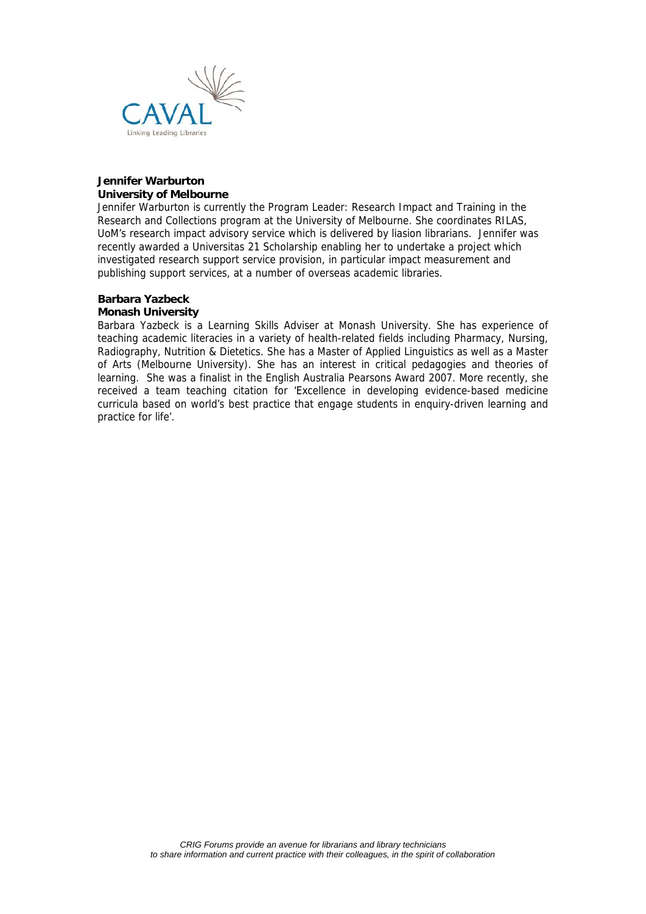**Jennifer Warburton**
**University of Melbourne**

Jennifer Warburton is currently the Program Leader: Research Impact and Training in the Research and Collections program at the University of Melbourne. She coordinates RILAS, UoM's research impact advisory service which is delivered by liaison librarians. Jennifer was recently awarded a Universitas 21 Scholarship enabling her to undertake a project which investigated research support service provision, in particular impact measurement and publishing support services, at a number of overseas academic libraries.

**Barbara Yazbeck**
**Monash University**

Barbara Yazbeck is a Learning Skills Adviser at Monash University. She has experience of teaching academic literacies in a variety of health-related fields including Pharmacy, Nursing, Radiography, Nutrition & Dietetics. She has a Master of Applied Linguistics as well as a Master of Arts (Melbourne University). She has an interest in critical pedagogies and theories of learning. She was a finalist in the English Australia Pearsons Award 2007. More recently, she received a team teaching citation for 'Excellence in developing evidence-based medicine curricula based on world's best practice that engage students in enquiry-driven learning and practice for life'.